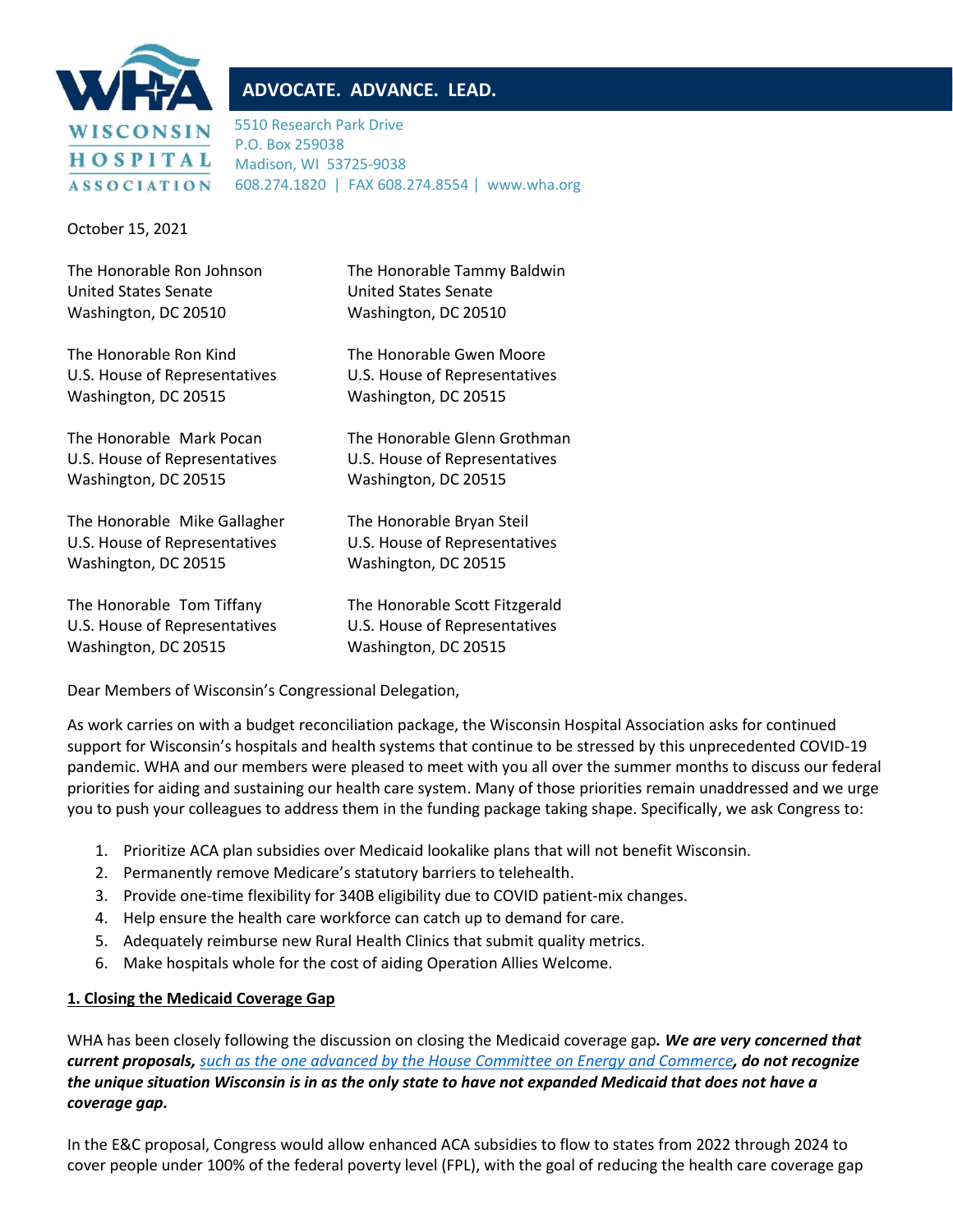**WISCONSIN HOSPITAL ASSOCIATION**

**ADVOCATE. ADVANCE. LEAD.**

5510 Research Park Drive
P.O. Box 259038
Madison, WI 53725-9038
608.274.1820 | FAX 608.274.8554 | www.wha.org

October 15, 2021

The Honorable Ron Johnson
United States Senate
Washington, DC 20510

The Honorable Tammy Baldwin
United States Senate
Washington, DC 20510

The Honorable Ron Kind
U.S. House of Representatives
Washington, DC 20515

The Honorable Gwen Moore
U.S. House of Representatives
Washington, DC 20515

The Honorable Mark Pocan
U.S. House of Representatives
Washington, DC 20515

The Honorable Glenn Grothman
U.S. House of Representatives
Washington, DC 20515

The Honorable Mike Gallagher
U.S. House of Representatives
Washington, DC 20515

The Honorable Bryan Steil
U.S. House of Representatives
Washington, DC 20515

The Honorable Tom Tiffany
U.S. House of Representatives
Washington, DC 20515

The Honorable Scott Fitzgerald
U.S. House of Representatives
Washington, DC 20515

Dear Members of Wisconsin's Congressional Delegation,

As work carries on with a budget reconciliation package, the Wisconsin Hospital Association asks for continued support for Wisconsin's hospitals and health systems that continue to be stressed by this unprecedented COVID-19 pandemic. WHA and our members were pleased to meet with you all over the summer months to discuss our federal priorities for aiding and sustaining our health care system. Many of those priorities remain unaddressed and we urge you to push your colleagues to address them in the funding package taking shape. Specifically, we ask Congress to:

1. Prioritize ACA plan subsidies over Medicaid lookalike plans that will not benefit Wisconsin.
2. Permanently remove Medicare's statutory barriers to telehealth.
3. Provide one-time flexibility for 340B eligibility due to COVID patient-mix changes.
4. Help ensure the health care workforce can catch up to demand for care.
5. Adequately reimburse new Rural Health Clinics that submit quality metrics.
6. Make hospitals whole for the cost of aiding Operation Allies Welcome.

**1. Closing the Medicaid Coverage Gap**

WHA has been closely following the discussion on closing the Medicaid coverage gap***. We are very concerned that current proposals,*** *such as the one advanced by the House Committee on Energy and Commerce****, do not recognize the unique situation Wisconsin is in as the only state to have not expanded Medicaid that does not have a coverage gap.***

In the E&C proposal, Congress would allow enhanced ACA subsidies to flow to states from 2022 through 2024 to cover people under 100% of the federal poverty level (FPL), with the goal of reducing the health care coverage gap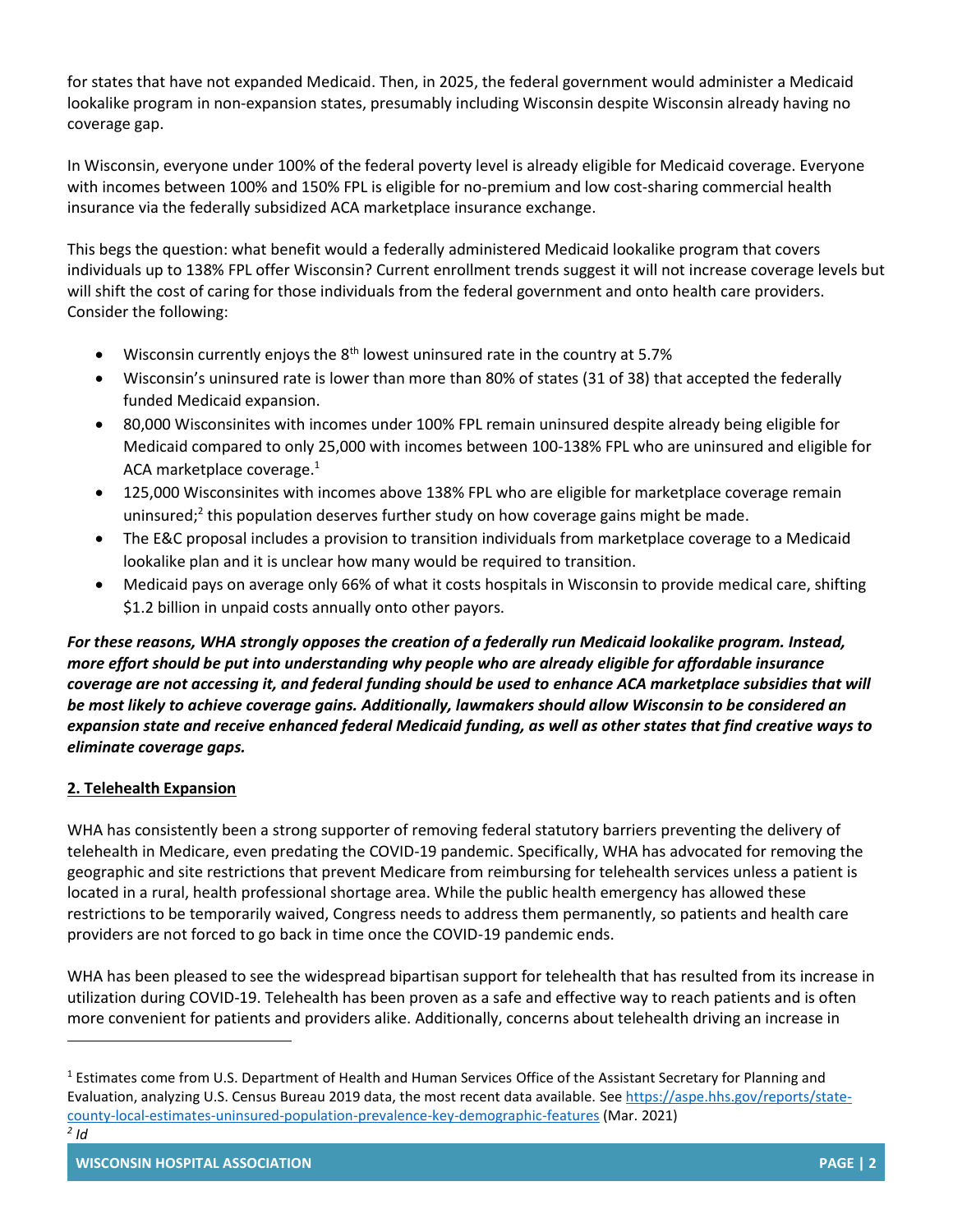for states that have not expanded Medicaid. Then, in 2025, the federal government would administer a Medicaid lookalike program in non-expansion states, presumably including Wisconsin despite Wisconsin already having no coverage gap.

In Wisconsin, everyone under 100% of the federal poverty level is already eligible for Medicaid coverage. Everyone with incomes between 100% and 150% FPL is eligible for no-premium and low cost-sharing commercial health insurance via the federally subsidized ACA marketplace insurance exchange.

This begs the question: what benefit would a federally administered Medicaid lookalike program that covers individuals up to 138% FPL offer Wisconsin? Current enrollment trends suggest it will not increase coverage levels but will shift the cost of caring for those individuals from the federal government and onto health care providers. Consider the following:

- Wisconsin currently enjoys the 8th lowest uninsured rate in the country at 5.7%
- Wisconsin's uninsured rate is lower than more than 80% of states (31 of 38) that accepted the federally funded Medicaid expansion.
- 80,000 Wisconsinites with incomes under 100% FPL remain uninsured despite already being eligible for Medicaid compared to only 25,000 with incomes between 100-138% FPL who are uninsured and eligible for ACA marketplace coverage.[1]
- 125,000 Wisconsinites with incomes above 138% FPL who are eligible for marketplace coverage remain uninsured;[2] this population deserves further study on how coverage gains might be made.
- The E&C proposal includes a provision to transition individuals from marketplace coverage to a Medicaid lookalike plan and it is unclear how many would be required to transition.
- Medicaid pays on average only 66% of what it costs hospitals in Wisconsin to provide medical care, shifting $1.2 billion in unpaid costs annually onto other payors.

***For these reasons, WHA strongly opposes the creation of a federally run Medicaid lookalike program. Instead, more effort should be put into understanding why people who are already eligible for affordable insurance coverage are not accessing it, and federal funding should be used to enhance ACA marketplace subsidies that will be most likely to achieve coverage gains. Additionally, lawmakers should allow Wisconsin to be considered an expansion state and receive enhanced federal Medicaid funding, as well as other states that find creative ways to eliminate coverage gaps.***

## 2. Telehealth Expansion

WHA has consistently been a strong supporter of removing federal statutory barriers preventing the delivery of telehealth in Medicare, even predating the COVID-19 pandemic. Specifically, WHA has advocated for removing the geographic and site restrictions that prevent Medicare from reimbursing for telehealth services unless a patient is located in a rural, health professional shortage area. While the public health emergency has allowed these restrictions to be temporarily waived, Congress needs to address them permanently, so patients and health care providers are not forced to go back in time once the COVID-19 pandemic ends.

WHA has been pleased to see the widespread bipartisan support for telehealth that has resulted from its increase in utilization during COVID-19. Telehealth has been proven as a safe and effective way to reach patients and is often more convenient for patients and providers alike. Additionally, concerns about telehealth driving an increase in

---

[1] Estimates come from U.S. Department of Health and Human Services Office of the Assistant Secretary for Planning and Evaluation, analyzing U.S. Census Bureau 2019 data, the most recent data available. See https://aspe.hhs.gov/reports/state-county-local-estimates-uninsured-population-prevalence-key-demographic-features (Mar. 2021)

[2] *Id*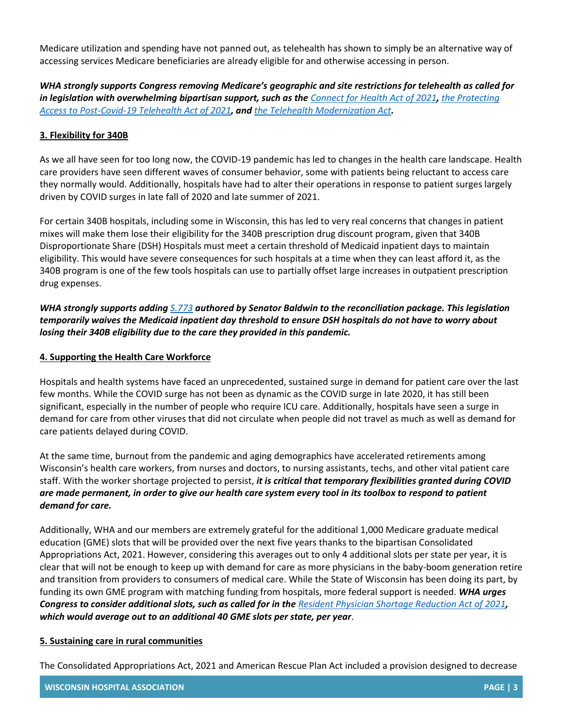Medicare utilization and spending have not panned out, as telehealth has shown to simply be an alternative way of accessing services Medicare beneficiaries are already eligible for and otherwise accessing in person.

***WHA strongly supports Congress removing Medicare's geographic and site restrictions for telehealth as called for in legislation with overwhelming bipartisan support, such as the [Connect for Health Act of 2021](), [the Protecting Access to Post-Covid-19 Telehealth Act of 2021](), and [the Telehealth Modernization Act]().***

## 3. Flexibility for 340B

As we all have seen for too long now, the COVID-19 pandemic has led to changes in the health care landscape. Health care providers have seen different waves of consumer behavior, some with patients being reluctant to access care they normally would. Additionally, hospitals have had to alter their operations in response to patient surges largely driven by COVID surges in late fall of 2020 and late summer of 2021.

For certain 340B hospitals, including some in Wisconsin, this has led to very real concerns that changes in patient mixes will make them lose their eligibility for the 340B prescription drug discount program, given that 340B Disproportionate Share (DSH) Hospitals must meet a certain threshold of Medicaid inpatient days to maintain eligibility. This would have severe consequences for such hospitals at a time when they can least afford it, as the 340B program is one of the few tools hospitals can use to partially offset large increases in outpatient prescription drug expenses.

***WHA strongly supports adding [S.773]() authored by Senator Baldwin to the reconciliation package. This legislation temporarily waives the Medicaid inpatient day threshold to ensure DSH hospitals do not have to worry about losing their 340B eligibility due to the care they provided in this pandemic.***

## 4. Supporting the Health Care Workforce

Hospitals and health systems have faced an unprecedented, sustained surge in demand for patient care over the last few months. While the COVID surge has not been as dynamic as the COVID surge in late 2020, it has still been significant, especially in the number of people who require ICU care. Additionally, hospitals have seen a surge in demand for care from other viruses that did not circulate when people did not travel as much as well as demand for care patients delayed during COVID.

At the same time, burnout from the pandemic and aging demographics have accelerated retirements among Wisconsin's health care workers, from nurses and doctors, to nursing assistants, techs, and other vital patient care staff. With the worker shortage projected to persist, ***it is critical that temporary flexibilities granted during COVID are made permanent, in order to give our health care system every tool in its toolbox to respond to patient demand for care.***

Additionally, WHA and our members are extremely grateful for the additional 1,000 Medicare graduate medical education (GME) slots that will be provided over the next five years thanks to the bipartisan Consolidated Appropriations Act, 2021. However, considering this averages out to only 4 additional slots per state per year, it is clear that will not be enough to keep up with demand for care as more physicians in the baby-boom generation retire and transition from providers to consumers of medical care. While the State of Wisconsin has been doing its part, by funding its own GME program with matching funding from hospitals, more federal support is needed. ***WHA urges Congress to consider additional slots, such as called for in the [Resident Physician Shortage Reduction Act of 2021](), which would average out to an additional 40 GME slots per state, per year***.

## 5. Sustaining care in rural communities

The Consolidated Appropriations Act, 2021 and American Rescue Plan Act included a provision designed to decrease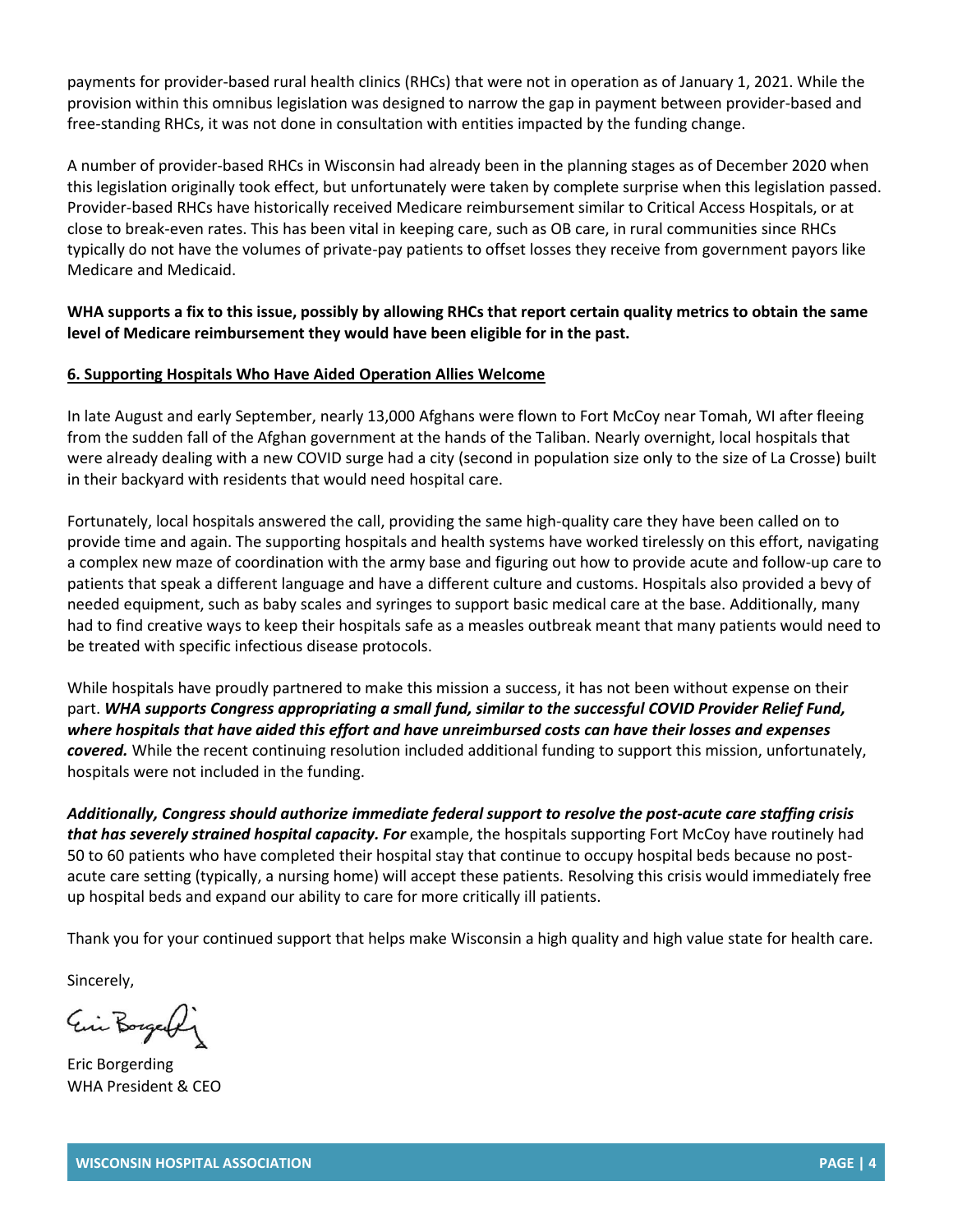payments for provider-based rural health clinics (RHCs) that were not in operation as of January 1, 2021. While the provision within this omnibus legislation was designed to narrow the gap in payment between provider-based and free-standing RHCs, it was not done in consultation with entities impacted by the funding change.

A number of provider-based RHCs in Wisconsin had already been in the planning stages as of December 2020 when this legislation originally took effect, but unfortunately were taken by complete surprise when this legislation passed. Provider-based RHCs have historically received Medicare reimbursement similar to Critical Access Hospitals, or at close to break-even rates. This has been vital in keeping care, such as OB care, in rural communities since RHCs typically do not have the volumes of private-pay patients to offset losses they receive from government payors like Medicare and Medicaid.

**WHA supports a fix to this issue, possibly by allowing RHCs that report certain quality metrics to obtain the same level of Medicare reimbursement they would have been eligible for in the past.**

**6. Supporting Hospitals Who Have Aided Operation Allies Welcome**

In late August and early September, nearly 13,000 Afghans were flown to Fort McCoy near Tomah, WI after fleeing from the sudden fall of the Afghan government at the hands of the Taliban. Nearly overnight, local hospitals that were already dealing with a new COVID surge had a city (second in population size only to the size of La Crosse) built in their backyard with residents that would need hospital care.

Fortunately, local hospitals answered the call, providing the same high-quality care they have been called on to provide time and again. The supporting hospitals and health systems have worked tirelessly on this effort, navigating a complex new maze of coordination with the army base and figuring out how to provide acute and follow-up care to patients that speak a different language and have a different culture and customs. Hospitals also provided a bevy of needed equipment, such as baby scales and syringes to support basic medical care at the base. Additionally, many had to find creative ways to keep their hospitals safe as a measles outbreak meant that many patients would need to be treated with specific infectious disease protocols.

While hospitals have proudly partnered to make this mission a success, it has not been without expense on their part. ***WHA supports Congress appropriating a small fund, similar to the successful COVID Provider Relief Fund, where hospitals that have aided this effort and have unreimbursed costs can have their losses and expenses covered.*** While the recent continuing resolution included additional funding to support this mission, unfortunately, hospitals were not included in the funding.

***Additionally, Congress should authorize immediate federal support to resolve the post-acute care staffing crisis that has severely strained hospital capacity. For*** example, the hospitals supporting Fort McCoy have routinely had 50 to 60 patients who have completed their hospital stay that continue to occupy hospital beds because no post-acute care setting (typically, a nursing home) will accept these patients. Resolving this crisis would immediately free up hospital beds and expand our ability to care for more critically ill patients.

Thank you for your continued support that helps make Wisconsin a high quality and high value state for health care.

Sincerely,

Eric Borgerding
WHA President & CEO